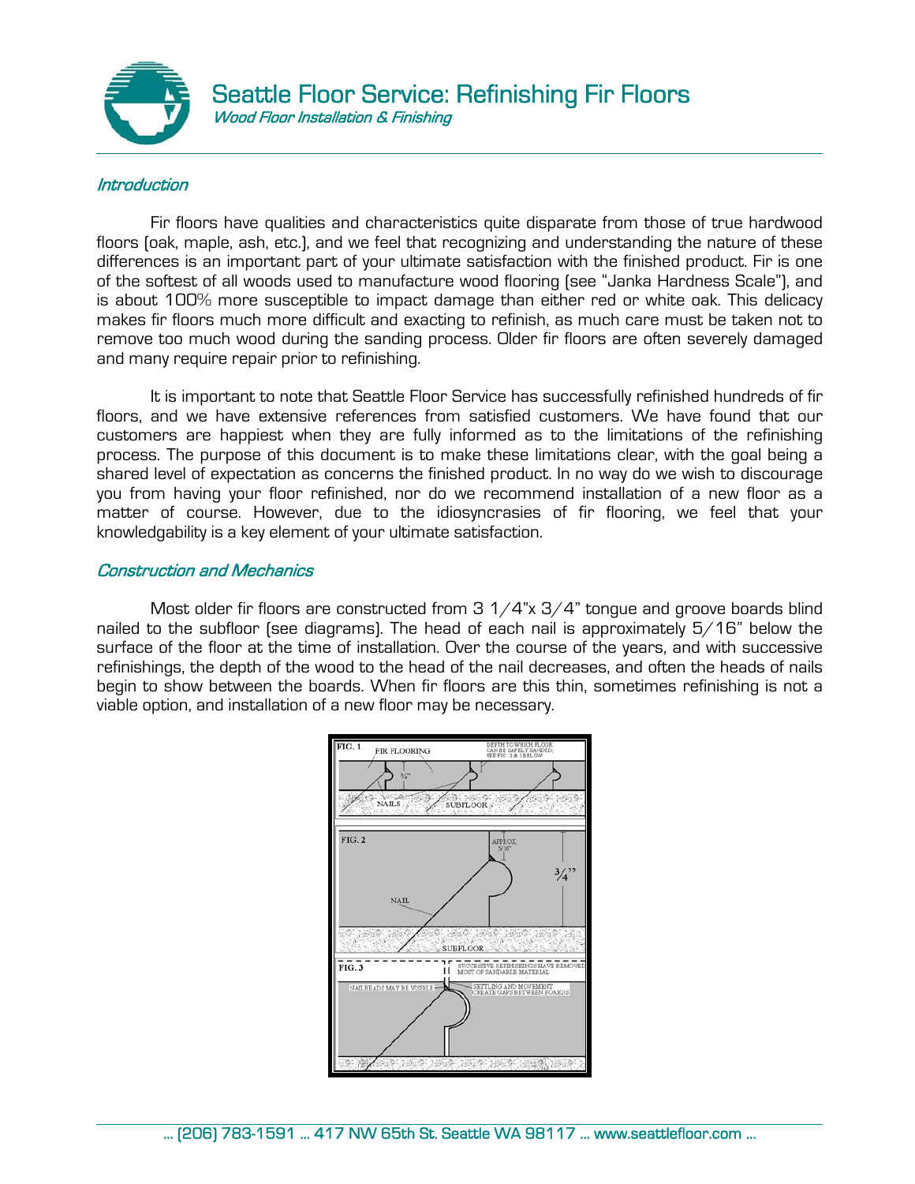# Seattle Floor Service: Refinishing Fir Floors

*Wood Floor Installation & Finishing*

## *Introduction*

Fir floors have qualities and characteristics quite disparate from those of true hardwood floors (oak, maple, ash, etc.), and we feel that recognizing and understanding the nature of these differences is an important part of your ultimate satisfaction with the finished product. Fir is one of the softest of all woods used to manufacture wood flooring (see "Janka Hardness Scale"), and is about 100% more susceptible to impact damage than either red or white oak. This delicacy makes fir floors much more difficult and exacting to refinish, as much care must be taken not to remove too much wood during the sanding process. Older fir floors are often severely damaged and many require repair prior to refinishing.

It is important to note that Seattle Floor Service has successfully refinished hundreds of fir floors, and we have extensive references from satisfied customers. We have found that our customers are happiest when they are fully informed as to the limitations of the refinishing process. The purpose of this document is to make these limitations clear, with the goal being a shared level of expectation as concerns the finished product. In no way do we wish to discourage you from having your floor refinished, nor do we recommend installation of a new floor as a matter of course. However, due to the idiosyncrasies of fir flooring, we feel that your knowledgability is a key element of your ultimate satisfaction.

## *Construction and Mechanics*

Most older fir floors are constructed from 3 1/4"x 3/4" tongue and groove boards blind nailed to the subfloor (see diagrams). The head of each nail is approximately 5/16" below the surface of the floor at the time of installation. Over the course of the years, and with successive refinishings, the depth of the wood to the head of the nail decreases, and often the heads of nails begin to show between the boards. When fir floors are this thin, sometimes refinishing is not a viable option, and installation of a new floor may be necessary.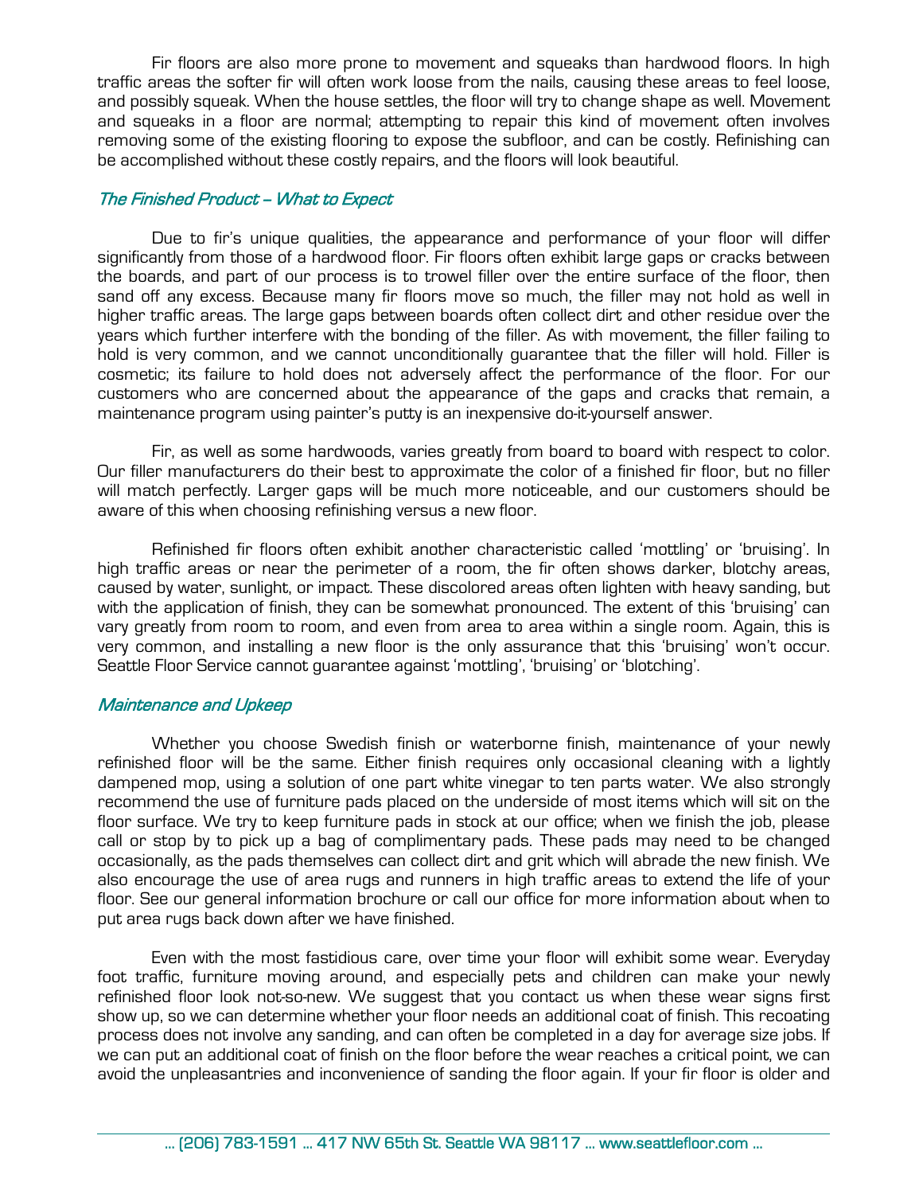Fir floors are also more prone to movement and squeaks than hardwood floors. In high traffic areas the softer fir will often work loose from the nails, causing these areas to feel loose, and possibly squeak. When the house settles, the floor will try to change shape as well. Movement and squeaks in a floor are normal; attempting to repair this kind of movement often involves removing some of the existing flooring to expose the subfloor, and can be costly. Refinishing can be accomplished without these costly repairs, and the floors will look beautiful.

## *The Finished Product – What to Expect*

Due to fir's unique qualities, the appearance and performance of your floor will differ significantly from those of a hardwood floor. Fir floors often exhibit large gaps or cracks between the boards, and part of our process is to trowel filler over the entire surface of the floor, then sand off any excess. Because many fir floors move so much, the filler may not hold as well in higher traffic areas. The large gaps between boards often collect dirt and other residue over the years which further interfere with the bonding of the filler. As with movement, the filler failing to hold is very common, and we cannot unconditionally guarantee that the filler will hold. Filler is cosmetic; its failure to hold does not adversely affect the performance of the floor. For our customers who are concerned about the appearance of the gaps and cracks that remain, a maintenance program using painter's putty is an inexpensive do-it-yourself answer.

Fir, as well as some hardwoods, varies greatly from board to board with respect to color. Our filler manufacturers do their best to approximate the color of a finished fir floor, but no filler will match perfectly. Larger gaps will be much more noticeable, and our customers should be aware of this when choosing refinishing versus a new floor.

Refinished fir floors often exhibit another characteristic called 'mottling' or 'bruising'. In high traffic areas or near the perimeter of a room, the fir often shows darker, blotchy areas, caused by water, sunlight, or impact. These discolored areas often lighten with heavy sanding, but with the application of finish, they can be somewhat pronounced. The extent of this 'bruising' can vary greatly from room to room, and even from area to area within a single room. Again, this is very common, and installing a new floor is the only assurance that this 'bruising' won't occur. Seattle Floor Service cannot guarantee against 'mottling', 'bruising' or 'blotching'.

## *Maintenance and Upkeep*

Whether you choose Swedish finish or waterborne finish, maintenance of your newly refinished floor will be the same. Either finish requires only occasional cleaning with a lightly dampened mop, using a solution of one part white vinegar to ten parts water. We also strongly recommend the use of furniture pads placed on the underside of most items which will sit on the floor surface. We try to keep furniture pads in stock at our office; when we finish the job, please call or stop by to pick up a bag of complimentary pads. These pads may need to be changed occasionally, as the pads themselves can collect dirt and grit which will abrade the new finish. We also encourage the use of area rugs and runners in high traffic areas to extend the life of your floor. See our general information brochure or call our office for more information about when to put area rugs back down after we have finished.

Even with the most fastidious care, over time your floor will exhibit some wear. Everyday foot traffic, furniture moving around, and especially pets and children can make your newly refinished floor look not-so-new. We suggest that you contact us when these wear signs first show up, so we can determine whether your floor needs an additional coat of finish. This recoating process does not involve any sanding, and can often be completed in a day for average size jobs. If we can put an additional coat of finish on the floor before the wear reaches a critical point, we can avoid the unpleasantries and inconvenience of sanding the floor again. If your fir floor is older and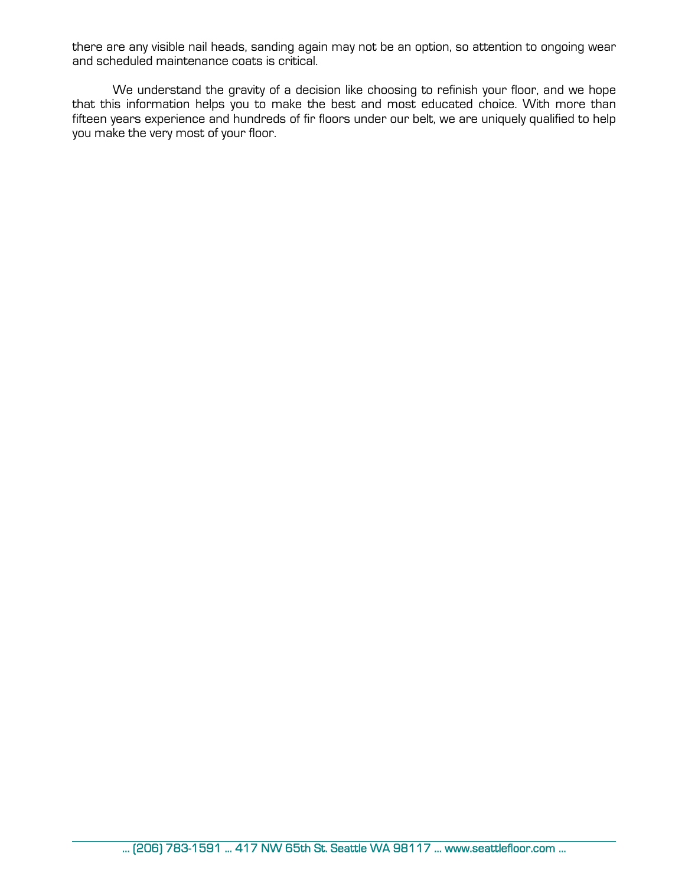there are any visible nail heads, sanding again may not be an option, so attention to ongoing wear and scheduled maintenance coats is critical.

We understand the gravity of a decision like choosing to refinish your floor, and we hope that this information helps you to make the best and most educated choice. With more than fifteen years experience and hundreds of fir floors under our belt, we are uniquely qualified to help you make the very most of your floor.